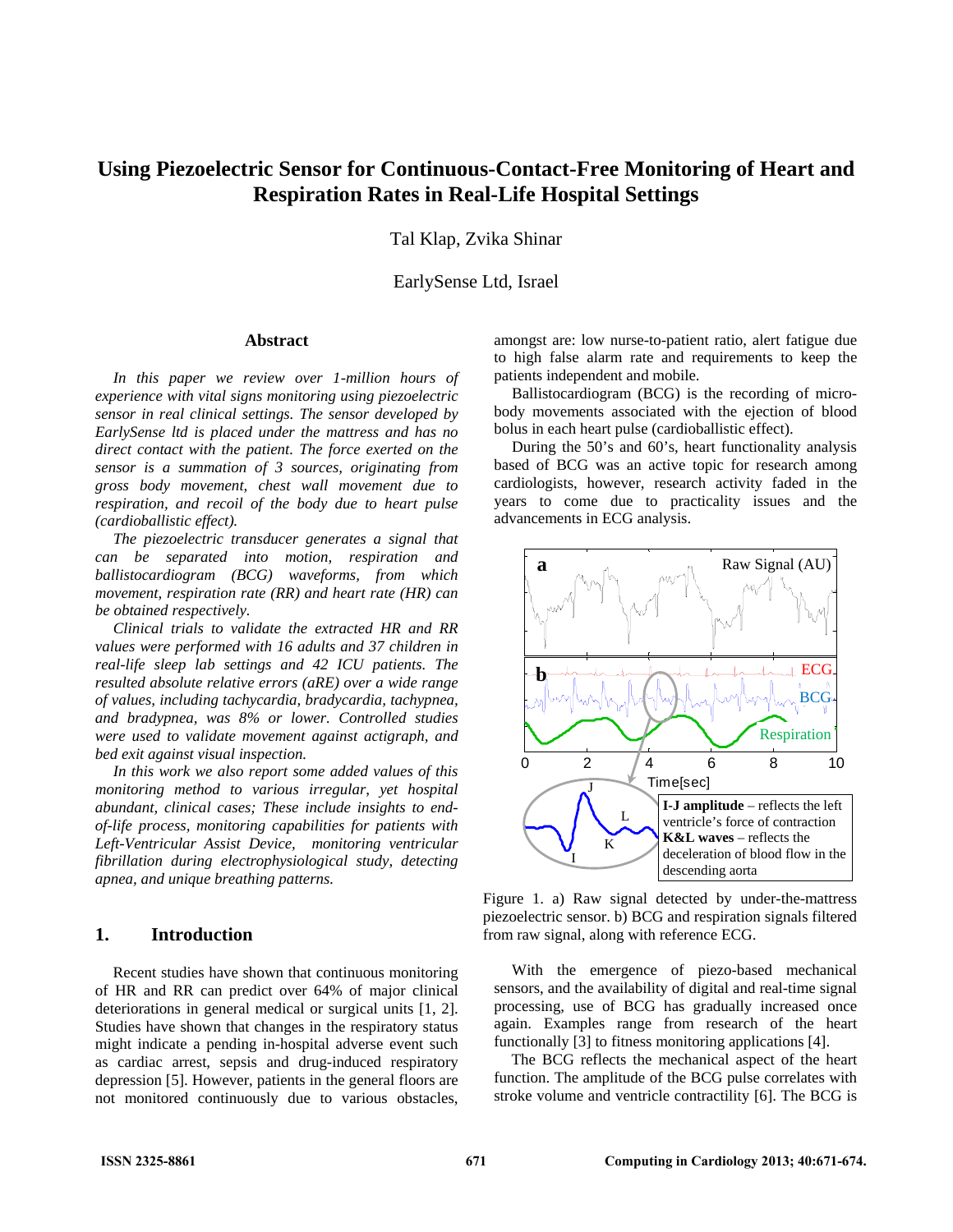# Using Piezoelectric Sensor for Continuous-Contact-Free Monitoring of Heart and Respiration Rates in Real-Life Hospital Settings

Tal Klap, Zvika Shinar

EarlySense Ltd, Israel

## Abstract

*In this paper we review over 1-million hours of experience with vital signs monitoring using piezoelectric sensor in real clinical settings. The sensor developed by EarlySense ltd is placed under the mattress and has no direct contact with the patient. The force exerted on the sensor is a summation of 3 sources, originating from gross body movement, chest wall movement due to respiration, and recoil of the body due to heart pulse (cardioballistic effect).*

*The piezoelectric transducer generates a signal that can be separated into motion, respiration and ballistocardiogram (BCG) waveforms, from which movement, respiration rate (RR) and heart rate (HR) can be obtained respectively.*

*Clinical trials to validate the extracted HR and RR values were performed with 16 adults and 37 children in real-life sleep lab settings and 42 ICU patients. The resulted absolute relative errors (aRE) over a wide range of values, including tachycardia, bradycardia, tachypnea, and bradypnea, was 8% or lower. Controlled studies were used to validate movement against actigraph, and bed exit against visual inspection.*

*In this work we also report some added values of this monitoring method to various irregular, yet hospital abundant, clinical cases; These include insights to end-of-life process, monitoring capabilities for patients with Left-Ventricular Assist Device, monitoring ventricular fibrillation during electrophysiological study, detecting apnea, and unique breathing patterns.*

## 1. Introduction

Recent studies have shown that continuous monitoring of HR and RR can predict over 64% of major clinical deteriorations in general medical or surgical units [1, 2]. Studies have shown that changes in the respiratory status might indicate a pending in-hospital adverse event such as cardiac arrest, sepsis and drug-induced respiratory depression [5]. However, patients in the general floors are not monitored continuously due to various obstacles, amongst are: low nurse-to-patient ratio, alert fatigue due to high false alarm rate and requirements to keep the patients independent and mobile.

Ballistocardiogram (BCG) is the recording of micro-body movements associated with the ejection of blood bolus in each heart pulse (cardioballistic effect).

During the 50's and 60's, heart functionality analysis based of BCG was an active topic for research among cardiologists, however, research activity faded in the years to come due to practicality issues and the advancements in ECG analysis.

Figure 1. a) Raw signal detected by under-the-mattress piezoelectric sensor. b) BCG and respiration signals filtered from raw signal, along with reference ECG.

With the emergence of piezo-based mechanical sensors, and the availability of digital and real-time signal processing, use of BCG has gradually increased once again. Examples range from research of the heart functionally [3] to fitness monitoring applications [4].

The BCG reflects the mechanical aspect of the heart function. The amplitude of the BCG pulse correlates with stroke volume and ventricle contractility [6]. The BCG is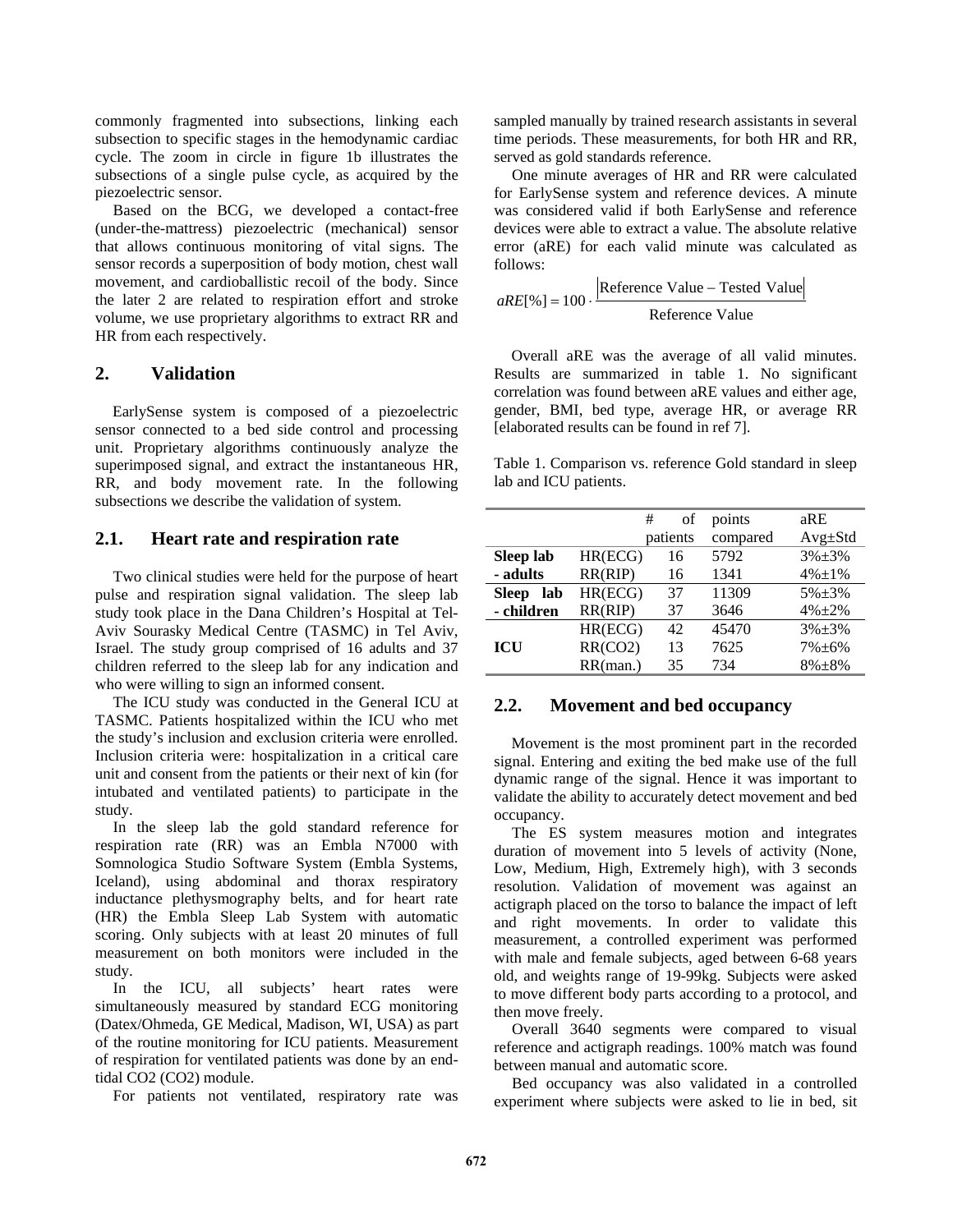commonly fragmented into subsections, linking each subsection to specific stages in the hemodynamic cardiac cycle. The zoom in circle in figure 1b illustrates the subsections of a single pulse cycle, as acquired by the piezoelectric sensor.

Based on the BCG, we developed a contact-free (under-the-mattress) piezoelectric (mechanical) sensor that allows continuous monitoring of vital signs. The sensor records a superposition of body motion, chest wall movement, and cardioballistic recoil of the body. Since the later 2 are related to respiration effort and stroke volume, we use proprietary algorithms to extract RR and HR from each respectively.

## 2. Validation

EarlySense system is composed of a piezoelectric sensor connected to a bed side control and processing unit. Proprietary algorithms continuously analyze the superimposed signal, and extract the instantaneous HR, RR, and body movement rate. In the following subsections we describe the validation of system.

### 2.1. Heart rate and respiration rate

Two clinical studies were held for the purpose of heart pulse and respiration signal validation. The sleep lab study took place in the Dana Children's Hospital at Tel-Aviv Sourasky Medical Centre (TASMC) in Tel Aviv, Israel. The study group comprised of 16 adults and 37 children referred to the sleep lab for any indication and who were willing to sign an informed consent.

The ICU study was conducted in the General ICU at TASMC. Patients hospitalized within the ICU who met the study's inclusion and exclusion criteria were enrolled. Inclusion criteria were: hospitalization in a critical care unit and consent from the patients or their next of kin (for intubated and ventilated patients) to participate in the study.

In the sleep lab the gold standard reference for respiration rate (RR) was an Embla N7000 with Somnologica Studio Software System (Embla Systems, Iceland), using abdominal and thorax respiratory inductance plethysmography belts, and for heart rate (HR) the Embla Sleep Lab System with automatic scoring. Only subjects with at least 20 minutes of full measurement on both monitors were included in the study.

In the ICU, all subjects' heart rates were simultaneously measured by standard ECG monitoring (Datex/Ohmeda, GE Medical, Madison, WI, USA) as part of the routine monitoring for ICU patients. Measurement of respiration for ventilated patients was done by an end-tidal CO2 (CO2) module.

For patients not ventilated, respiratory rate was sampled manually by trained research assistants in several time periods. These measurements, for both HR and RR, served as gold standards reference.

One minute averages of HR and RR were calculated for EarlySense system and reference devices. A minute was considered valid if both EarlySense and reference devices were able to extract a value. The absolute relative error (aRE) for each valid minute was calculated as follows:

$$aRE[\%] = 100 \cdot \frac{\left|\text{Reference Value} - \text{Tested Value}\right|}{\text{Reference Value}}$$

Overall aRE was the average of all valid minutes. Results are summarized in table 1. No significant correlation was found between aRE values and either age, gender, BMI, bed type, average HR, or average RR [elaborated results can be found in ref 7].

Table 1. Comparison vs. reference Gold standard in sleep lab and ICU patients.

| | | # of patients | points compared | aRE Avg±Std |
|---|---|---|---|---|
| **Sleep lab - adults** | HR(ECG) | 16 | 5792 | 3%±3% |
| | RR(RIP) | 16 | 1341 | 4%±1% |
| **Sleep lab - children** | HR(ECG) | 37 | 11309 | 5%±3% |
| | RR(RIP) | 37 | 3646 | 4%±2% |
| **ICU** | HR(ECG) | 42 | 45470 | 3%±3% |
| | RR(CO2) | 13 | 7625 | 7%±6% |
| | RR(man.) | 35 | 734 | 8%±8% |

### 2.2. Movement and bed occupancy

Movement is the most prominent part in the recorded signal. Entering and exiting the bed make use of the full dynamic range of the signal. Hence it was important to validate the ability to accurately detect movement and bed occupancy.

The ES system measures motion and integrates duration of movement into 5 levels of activity (None, Low, Medium, High, Extremely high), with 3 seconds resolution. Validation of movement was against an actigraph placed on the torso to balance the impact of left and right movements. In order to validate this measurement, a controlled experiment was performed with male and female subjects, aged between 6-68 years old, and weights range of 19-99kg. Subjects were asked to move different body parts according to a protocol, and then move freely.

Overall 3640 segments were compared to visual reference and actigraph readings. 100% match was found between manual and automatic score.

Bed occupancy was also validated in a controlled experiment where subjects were asked to lie in bed, sit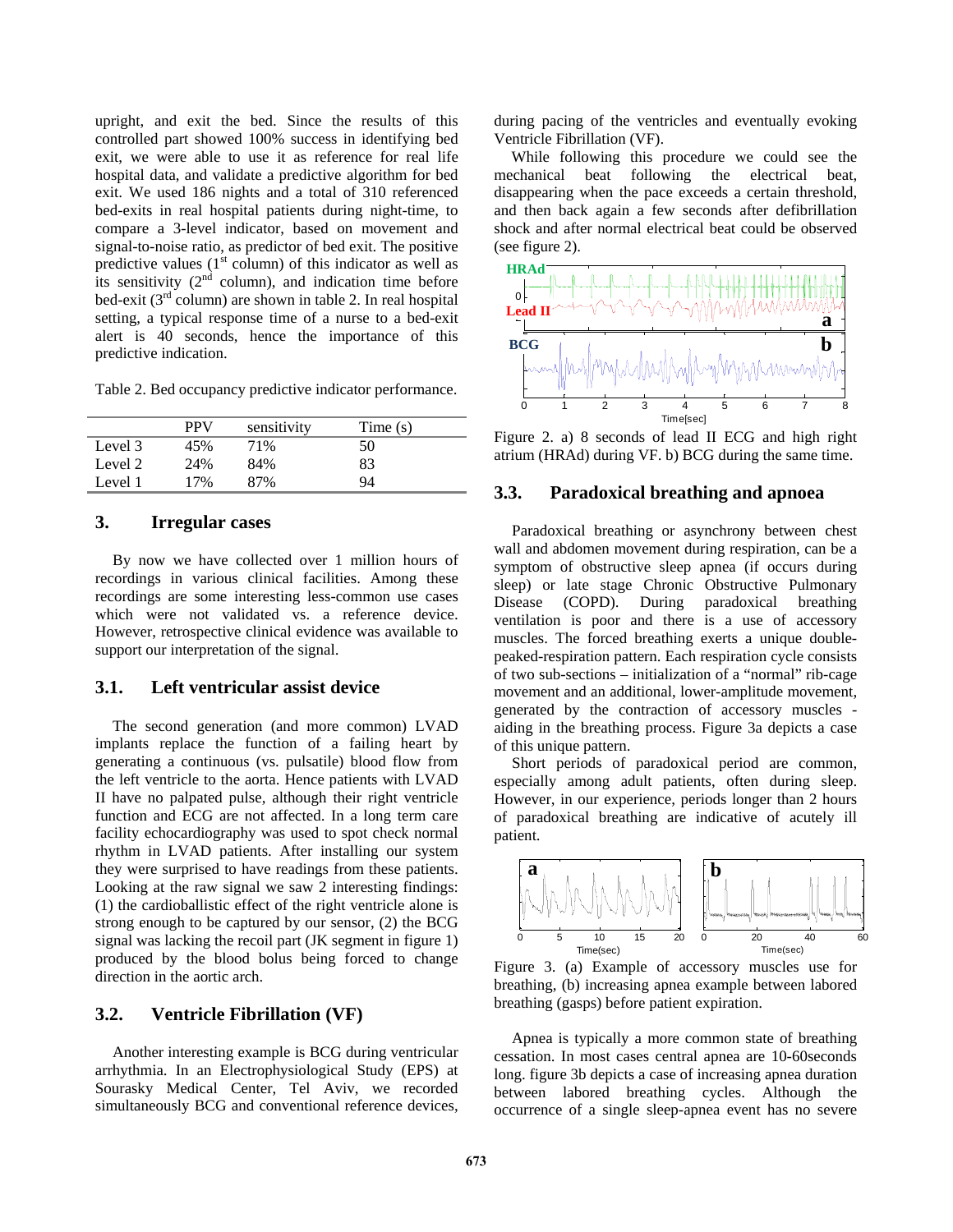upright, and exit the bed. Since the results of this controlled part showed 100% success in identifying bed exit, we were able to use it as reference for real life hospital data, and validate a predictive algorithm for bed exit. We used 186 nights and a total of 310 referenced bed-exits in real hospital patients during night-time, to compare a 3-level indicator, based on movement and signal-to-noise ratio, as predictor of bed exit. The positive predictive values (1st column) of this indicator as well as its sensitivity (2nd column), and indication time before bed-exit (3rd column) are shown in table 2. In real hospital setting, a typical response time of a nurse to a bed-exit alert is 40 seconds, hence the importance of this predictive indication.

Table 2. Bed occupancy predictive indicator performance.

| | PPV | sensitivity | Time (s) |
|---|---|---|---|
| Level 3 | 45% | 71% | 50 |
| Level 2 | 24% | 84% | 83 |
| Level 1 | 17% | 87% | 94 |

## 3. Irregular cases

By now we have collected over 1 million hours of recordings in various clinical facilities. Among these recordings are some interesting less-common use cases which were not validated vs. a reference device. However, retrospective clinical evidence was available to support our interpretation of the signal.

### 3.1. Left ventricular assist device

The second generation (and more common) LVAD implants replace the function of a failing heart by generating a continuous (vs. pulsatile) blood flow from the left ventricle to the aorta. Hence patients with LVAD II have no palpated pulse, although their right ventricle function and ECG are not affected. In a long term care facility echocardiography was used to spot check normal rhythm in LVAD patients. After installing our system they were surprised to have readings from these patients. Looking at the raw signal we saw 2 interesting findings: (1) the cardioballistic effect of the right ventricle alone is strong enough to be captured by our sensor, (2) the BCG signal was lacking the recoil part (JK segment in figure 1) produced by the blood bolus being forced to change direction in the aortic arch.

### 3.2. Ventricle Fibrillation (VF)

Another interesting example is BCG during ventricular arrhythmia. In an Electrophysiological Study (EPS) at Sourasky Medical Center, Tel Aviv, we recorded simultaneously BCG and conventional reference devices, during pacing of the ventricles and eventually evoking Ventricle Fibrillation (VF).

While following this procedure we could see the mechanical beat following the electrical beat, disappearing when the pace exceeds a certain threshold, and then back again a few seconds after defibrillation shock and after normal electrical beat could be observed (see figure 2).

Figure 2. a) 8 seconds of lead II ECG and high right atrium (HRAd) during VF. b) BCG during the same time.

### 3.3. Paradoxical breathing and apnoea

Paradoxical breathing or asynchrony between chest wall and abdomen movement during respiration, can be a symptom of obstructive sleep apnea (if occurs during sleep) or late stage Chronic Obstructive Pulmonary Disease (COPD). During paradoxical breathing ventilation is poor and there is a use of accessory muscles. The forced breathing exerts a unique double-peaked-respiration pattern. Each respiration cycle consists of two sub-sections – initialization of a "normal" rib-cage movement and an additional, lower-amplitude movement, generated by the contraction of accessory muscles - aiding in the breathing process. Figure 3a depicts a case of this unique pattern.

Short periods of paradoxical period are common, especially among adult patients, often during sleep. However, in our experience, periods longer than 2 hours of paradoxical breathing are indicative of acutely ill patient.

Figure 3. (a) Example of accessory muscles use for breathing, (b) increasing apnea example between labored breathing (gasps) before patient expiration.

Apnea is typically a more common state of breathing cessation. In most cases central apnea are 10-60seconds long. figure 3b depicts a case of increasing apnea duration between labored breathing cycles. Although the occurrence of a single sleep-apnea event has no severe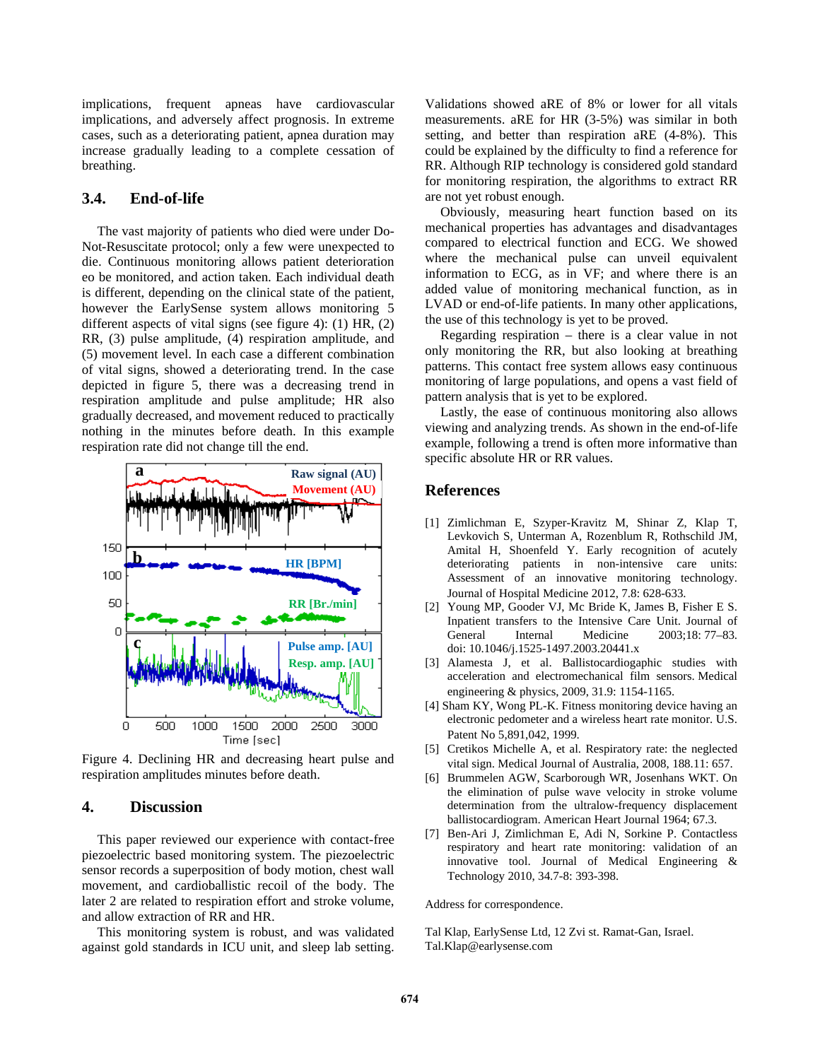implications, frequent apneas have cardiovascular implications, and adversely affect prognosis. In extreme cases, such as a deteriorating patient, apnea duration may increase gradually leading to a complete cessation of breathing.

### 3.4. End-of-life

The vast majority of patients who died were under Do-Not-Resuscitate protocol; only a few were unexpected to die. Continuous monitoring allows patient deterioration eo be monitored, and action taken. Each individual death is different, depending on the clinical state of the patient, however the EarlySense system allows monitoring 5 different aspects of vital signs (see figure 4): (1) HR, (2) RR, (3) pulse amplitude, (4) respiration amplitude, and (5) movement level. In each case a different combination of vital signs, showed a deteriorating trend. In the case depicted in figure 5, there was a decreasing trend in respiration amplitude and pulse amplitude; HR also gradually decreased, and movement reduced to practically nothing in the minutes before death. In this example respiration rate did not change till the end.

a
Raw signal (AU)
Movement (AU)
b
HR [BPM]
RR [Br./min]
150
100
50
0
c
Pulse amp. [AU]
Resp. amp. [AU]
0 500 1000 1500 2000 2500 3000
Time [sec]

Figure 4. Declining HR and decreasing heart pulse and respiration amplitudes minutes before death.

## 4. Discussion

This paper reviewed our experience with contact-free piezoelectric based monitoring system. The piezoelectric sensor records a superposition of body motion, chest wall movement, and cardioballistic recoil of the body. The later 2 are related to respiration effort and stroke volume, and allow extraction of RR and HR.

This monitoring system is robust, and was validated against gold standards in ICU unit, and sleep lab setting. Validations showed aRE of 8% or lower for all vitals measurements. aRE for HR (3-5%) was similar in both setting, and better than respiration aRE (4-8%). This could be explained by the difficulty to find a reference for RR. Although RIP technology is considered gold standard for monitoring respiration, the algorithms to extract RR are not yet robust enough.

Obviously, measuring heart function based on its mechanical properties has advantages and disadvantages compared to electrical function and ECG. We showed where the mechanical pulse can unveil equivalent information to ECG, as in VF; and where there is an added value of monitoring mechanical function, as in LVAD or end-of-life patients. In many other applications, the use of this technology is yet to be proved.

Regarding respiration – there is a clear value in not only monitoring the RR, but also looking at breathing patterns. This contact free system allows easy continuous monitoring of large populations, and opens a vast field of pattern analysis that is yet to be explored.

Lastly, the ease of continuous monitoring also allows viewing and analyzing trends. As shown in the end-of-life example, following a trend is often more informative than specific absolute HR or RR values.

## References

[1] Zimlichman E, Szyper-Kravitz M, Shinar Z, Klap T, Levkovich S, Unterman A, Rozenblum R, Rothschild JM, Amital H, Shoenfeld Y. Early recognition of acutely deteriorating patients in non-intensive care units: Assessment of an innovative monitoring technology. Journal of Hospital Medicine 2012, 7.8: 628-633.

[2] Young MP, Gooder VJ, Mc Bride K, James B, Fisher E S. Inpatient transfers to the Intensive Care Unit. Journal of General Internal Medicine 2003;18: 77–83. doi: 10.1046/j.1525-1497.2003.20441.x

[3] Alamesta J, et al. Ballistocardiogaphic studies with acceleration and electromechanical film sensors. Medical engineering & physics, 2009, 31.9: 1154-1165.

[4] Sham KY, Wong PL-K. Fitness monitoring device having an electronic pedometer and a wireless heart rate monitor. U.S. Patent No 5,891,042, 1999.

[5] Cretikos Michelle A, et al. Respiratory rate: the neglected vital sign. Medical Journal of Australia, 2008, 188.11: 657.

[6] Brummelen AGW, Scarborough WR, Josenhans WKT. On the elimination of pulse wave velocity in stroke volume determination from the ultralow-frequency displacement ballistocardiogram. American Heart Journal 1964; 67.3.

[7] Ben-Ari J, Zimlichman E, Adi N, Sorkine P. Contactless respiratory and heart rate monitoring: validation of an innovative tool. Journal of Medical Engineering & Technology 2010, 34.7-8: 393-398.

Address for correspondence.

Tal Klap, EarlySense Ltd, 12 Zvi st. Ramat-Gan, Israel.
Tal.Klap@earlysense.com